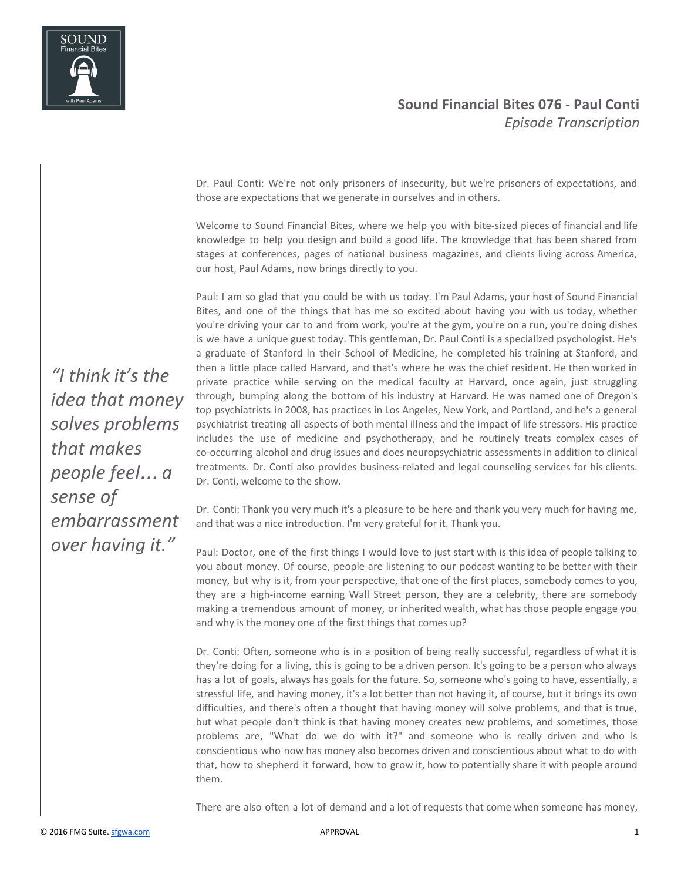# Sound Financial Bites 076 - Paul Conti

*Episode Transcription*

Dr. Paul Conti: We're not only prisoners of insecurity, but we're prisoners of expectations, and those are expectations that we generate in ourselves and in others.

Welcome to Sound Financial Bites, where we help you with bite-sized pieces of financial and life knowledge to help you design and build a good life. The knowledge that has been shared from stages at conferences, pages of national business magazines, and clients living across America, our host, Paul Adams, now brings directly to you.

Paul: I am so glad that you could be with us today. I'm Paul Adams, your host of Sound Financial Bites, and one of the things that has me so excited about having you with us today, whether you're driving your car to and from work, you're at the gym, you're on a run, you're doing dishes is we have a unique guest today. This gentleman, Dr. Paul Conti is a specialized psychologist. He's a graduate of Stanford in their School of Medicine, he completed his training at Stanford, and then a little place called Harvard, and that's where he was the chief resident. He then worked in private practice while serving on the medical faculty at Harvard, once again, just struggling through, bumping along the bottom of his industry at Harvard. He was named one of Oregon's top psychiatrists in 2008, has practices in Los Angeles, New York, and Portland, and he's a general psychiatrist treating all aspects of both mental illness and the impact of life stressors. His practice includes the use of medicine and psychotherapy, and he routinely treats complex cases of co-occurring alcohol and drug issues and does neuropsychiatric assessments in addition to clinical treatments. Dr. Conti also provides business-related and legal counseling services for his clients. Dr. Conti, welcome to the show.

> *"I think it's the idea that money solves problems that makes people feel… a sense of embarrassment over having it."*

Dr. Conti: Thank you very much it's a pleasure to be here and thank you very much for having me, and that was a nice introduction. I'm very grateful for it. Thank you.

Paul: Doctor, one of the first things I would love to just start with is this idea of people talking to you about money. Of course, people are listening to our podcast wanting to be better with their money, but why is it, from your perspective, that one of the first places, somebody comes to you, they are a high-income earning Wall Street person, they are a celebrity, there are somebody making a tremendous amount of money, or inherited wealth, what has those people engage you and why is the money one of the first things that comes up?

Dr. Conti: Often, someone who is in a position of being really successful, regardless of what it is they're doing for a living, this is going to be a driven person. It's going to be a person who always has a lot of goals, always has goals for the future. So, someone who's going to have, essentially, a stressful life, and having money, it's a lot better than not having it, of course, but it brings its own difficulties, and there's often a thought that having money will solve problems, and that is true, but what people don't think is that having money creates new problems, and sometimes, those problems are, "What do we do with it?" and someone who is really driven and who is conscientious who now has money also becomes driven and conscientious about what to do with that, how to shepherd it forward, how to grow it, how to potentially share it with people around them.

There are also often a lot of demand and a lot of requests that come when someone has money,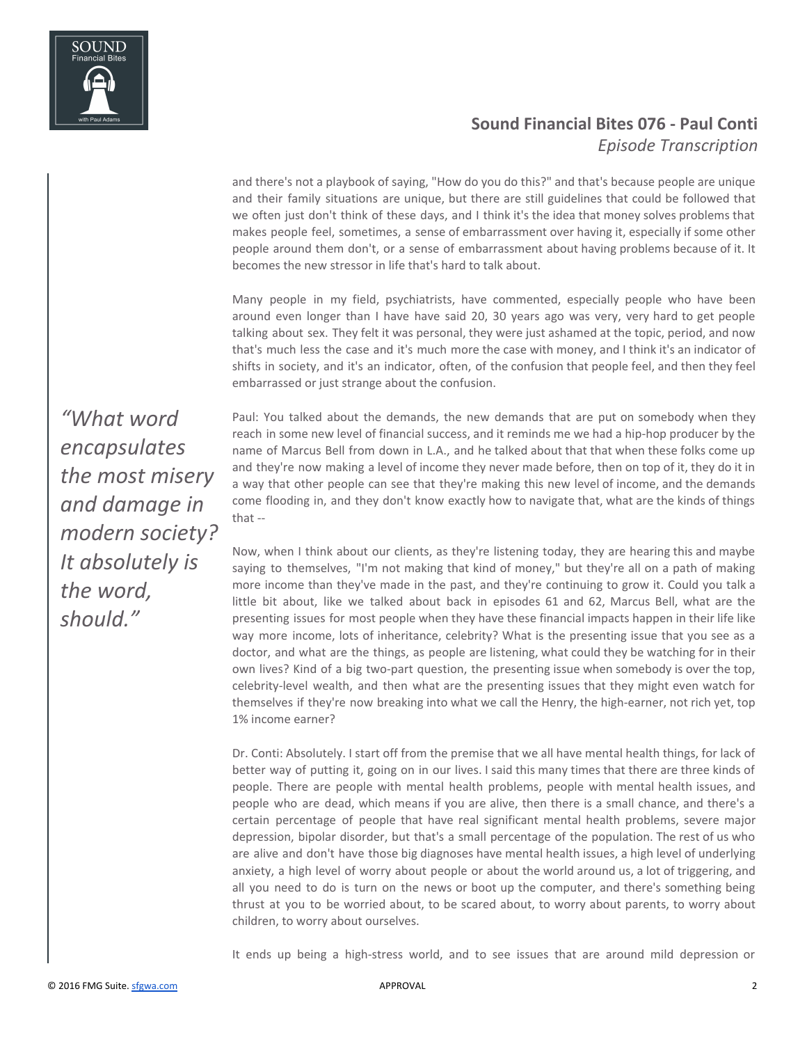and there's not a playbook of saying, "How do you do this?" and that's because people are unique and their family situations are unique, but there are still guidelines that could be followed that we often just don't think of these days, and I think it's the idea that money solves problems that makes people feel, sometimes, a sense of embarrassment over having it, especially if some other people around them don't, or a sense of embarrassment about having problems because of it. It becomes the new stressor in life that's hard to talk about.

Many people in my field, psychiatrists, have commented, especially people who have been around even longer than I have have said 20, 30 years ago was very, very hard to get people talking about sex. They felt it was personal, they were just ashamed at the topic, period, and now that's much less the case and it's much more the case with money, and I think it's an indicator of shifts in society, and it's an indicator, often, of the confusion that people feel, and then they feel embarrassed or just strange about the confusion.

*"What word encapsulates the most misery and damage in modern society? It absolutely is the word, should."*

Paul: You talked about the demands, the new demands that are put on somebody when they reach in some new level of financial success, and it reminds me we had a hip-hop producer by the name of Marcus Bell from down in L.A., and he talked about that that when these folks come up and they're now making a level of income they never made before, then on top of it, they do it in a way that other people can see that they're making this new level of income, and the demands come flooding in, and they don't know exactly how to navigate that, what are the kinds of things that --

Now, when I think about our clients, as they're listening today, they are hearing this and maybe saying to themselves, "I'm not making that kind of money," but they're all on a path of making more income than they've made in the past, and they're continuing to grow it. Could you talk a little bit about, like we talked about back in episodes 61 and 62, Marcus Bell, what are the presenting issues for most people when they have these financial impacts happen in their life like way more income, lots of inheritance, celebrity? What is the presenting issue that you see as a doctor, and what are the things, as people are listening, what could they be watching for in their own lives? Kind of a big two-part question, the presenting issue when somebody is over the top, celebrity-level wealth, and then what are the presenting issues that they might even watch for themselves if they're now breaking into what we call the Henry, the high-earner, not rich yet, top 1% income earner?

Dr. Conti: Absolutely. I start off from the premise that we all have mental health things, for lack of better way of putting it, going on in our lives. I said this many times that there are three kinds of people. There are people with mental health problems, people with mental health issues, and people who are dead, which means if you are alive, then there is a small chance, and there's a certain percentage of people that have real significant mental health problems, severe major depression, bipolar disorder, but that's a small percentage of the population. The rest of us who are alive and don't have those big diagnoses have mental health issues, a high level of underlying anxiety, a high level of worry about people or about the world around us, a lot of triggering, and all you need to do is turn on the news or boot up the computer, and there's something being thrust at you to be worried about, to be scared about, to worry about parents, to worry about children, to worry about ourselves.

It ends up being a high-stress world, and to see issues that are around mild depression or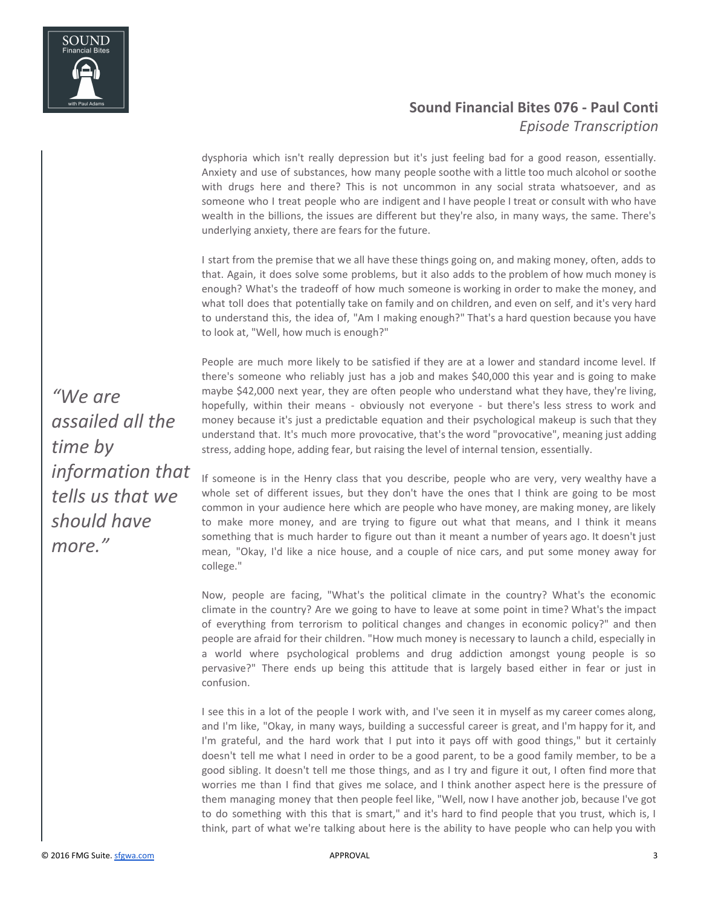dysphoria which isn't really depression but it's just feeling bad for a good reason, essentially. Anxiety and use of substances, how many people soothe with a little too much alcohol or soothe with drugs here and there? This is not uncommon in any social strata whatsoever, and as someone who I treat people who are indigent and I have people I treat or consult with who have wealth in the billions, the issues are different but they're also, in many ways, the same. There's underlying anxiety, there are fears for the future.

I start from the premise that we all have these things going on, and making money, often, adds to that. Again, it does solve some problems, but it also adds to the problem of how much money is enough? What's the tradeoff of how much someone is working in order to make the money, and what toll does that potentially take on family and on children, and even on self, and it's very hard to understand this, the idea of, "Am I making enough?" That's a hard question because you have to look at, "Well, how much is enough?"

*"We are assailed all the time by information that tells us that we should have more."*

People are much more likely to be satisfied if they are at a lower and standard income level. If there's someone who reliably just has a job and makes $40,000 this year and is going to make maybe $42,000 next year, they are often people who understand what they have, they're living, hopefully, within their means - obviously not everyone - but there's less stress to work and money because it's just a predictable equation and their psychological makeup is such that they understand that. It's much more provocative, that's the word "provocative", meaning just adding stress, adding hope, adding fear, but raising the level of internal tension, essentially.

If someone is in the Henry class that you describe, people who are very, very wealthy have a whole set of different issues, but they don't have the ones that I think are going to be most common in your audience here which are people who have money, are making money, are likely to make more money, and are trying to figure out what that means, and I think it means something that is much harder to figure out than it meant a number of years ago. It doesn't just mean, "Okay, I'd like a nice house, and a couple of nice cars, and put some money away for college."

Now, people are facing, "What's the political climate in the country? What's the economic climate in the country? Are we going to have to leave at some point in time? What's the impact of everything from terrorism to political changes and changes in economic policy?" and then people are afraid for their children. "How much money is necessary to launch a child, especially in a world where psychological problems and drug addiction amongst young people is so pervasive?" There ends up being this attitude that is largely based either in fear or just in confusion.

I see this in a lot of the people I work with, and I've seen it in myself as my career comes along, and I'm like, "Okay, in many ways, building a successful career is great, and I'm happy for it, and I'm grateful, and the hard work that I put into it pays off with good things," but it certainly doesn't tell me what I need in order to be a good parent, to be a good family member, to be a good sibling. It doesn't tell me those things, and as I try and figure it out, I often find more that worries me than I find that gives me solace, and I think another aspect here is the pressure of them managing money that then people feel like, "Well, now I have another job, because I've got to do something with this that is smart," and it's hard to find people that you trust, which is, I think, part of what we're talking about here is the ability to have people who can help you with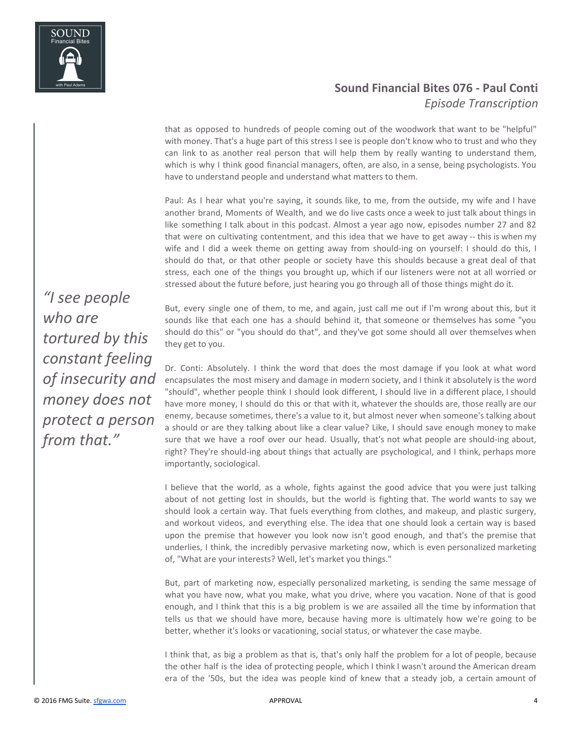that as opposed to hundreds of people coming out of the woodwork that want to be "helpful" with money. That's a huge part of this stress I see is people don't know who to trust and who they can link to as another real person that will help them by really wanting to understand them, which is why I think good financial managers, often, are also, in a sense, being psychologists. You have to understand people and understand what matters to them.

Paul: As I hear what you're saying, it sounds like, to me, from the outside, my wife and I have another brand, Moments of Wealth, and we do live casts once a week to just talk about things in like something I talk about in this podcast. Almost a year ago now, episodes number 27 and 82 that were on cultivating contentment, and this idea that we have to get away -- this is when my wife and I did a week theme on getting away from should-ing on yourself: I should do this, I should do that, or that other people or society have this shoulds because a great deal of that stress, each one of the things you brought up, which if our listeners were not at all worried or stressed about the future before, just hearing you go through all of those things might do it.

*"I see people who are tortured by this constant feeling of insecurity and money does not protect a person from that."*

But, every single one of them, to me, and again, just call me out if I'm wrong about this, but it sounds like that each one has a should behind it, that someone or themselves has some "you should do this" or "you should do that", and they've got some should all over themselves when they get to you.

Dr. Conti: Absolutely. I think the word that does the most damage if you look at what word encapsulates the most misery and damage in modern society, and I think it absolutely is the word "should", whether people think I should look different, I should live in a different place, I should have more money, I should do this or that with it, whatever the shoulds are, those really are our enemy, because sometimes, there's a value to it, but almost never when someone's talking about a should or are they talking about like a clear value? Like, I should save enough money to make sure that we have a roof over our head. Usually, that's not what people are should-ing about, right? They're should-ing about things that actually are psychological, and I think, perhaps more importantly, sociological.

I believe that the world, as a whole, fights against the good advice that you were just talking about of not getting lost in shoulds, but the world is fighting that. The world wants to say we should look a certain way. That fuels everything from clothes, and makeup, and plastic surgery, and workout videos, and everything else. The idea that one should look a certain way is based upon the premise that however you look now isn't good enough, and that's the premise that underlies, I think, the incredibly pervasive marketing now, which is even personalized marketing of, "What are your interests? Well, let's market you things."

But, part of marketing now, especially personalized marketing, is sending the same message of what you have now, what you make, what you drive, where you vacation. None of that is good enough, and I think that this is a big problem is we are assailed all the time by information that tells us that we should have more, because having more is ultimately how we're going to be better, whether it's looks or vacationing, social status, or whatever the case maybe.

I think that, as big a problem as that is, that's only half the problem for a lot of people, because the other half is the idea of protecting people, which I think I wasn't around the American dream era of the '50s, but the idea was people kind of knew that a steady job, a certain amount of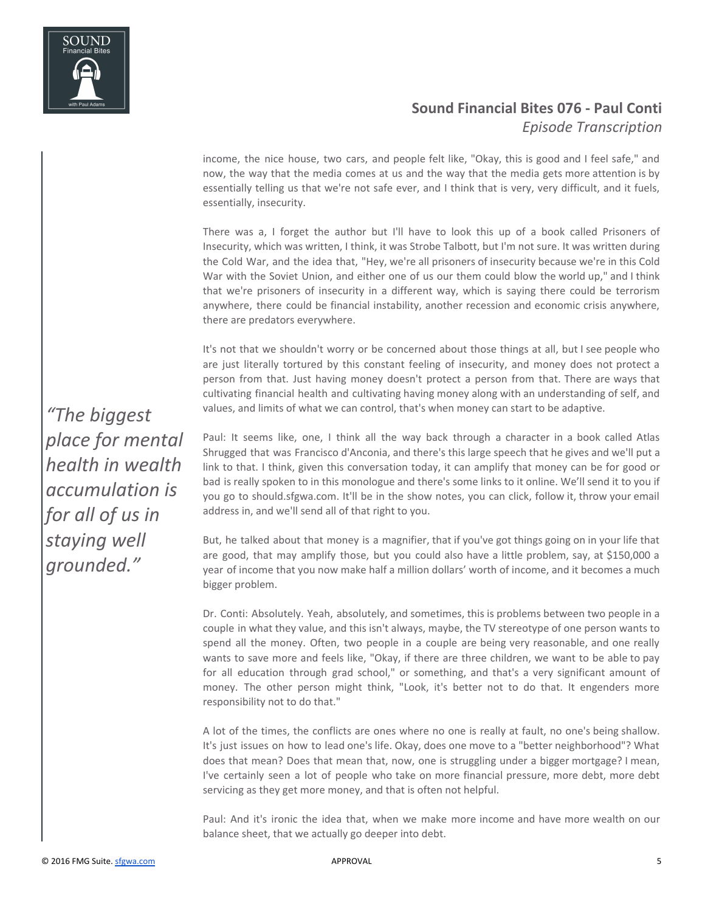income, the nice house, two cars, and people felt like, "Okay, this is good and I feel safe," and now, the way that the media comes at us and the way that the media gets more attention is by essentially telling us that we're not safe ever, and I think that is very, very difficult, and it fuels, essentially, insecurity.

There was a, I forget the author but I'll have to look this up of a book called Prisoners of Insecurity, which was written, I think, it was Strobe Talbott, but I'm not sure. It was written during the Cold War, and the idea that, "Hey, we're all prisoners of insecurity because we're in this Cold War with the Soviet Union, and either one of us our them could blow the world up," and I think that we're prisoners of insecurity in a different way, which is saying there could be terrorism anywhere, there could be financial instability, another recession and economic crisis anywhere, there are predators everywhere.

It's not that we shouldn't worry or be concerned about those things at all, but I see people who are just literally tortured by this constant feeling of insecurity, and money does not protect a person from that. Just having money doesn't protect a person from that. There are ways that cultivating financial health and cultivating having money along with an understanding of self, and values, and limits of what we can control, that's when money can start to be adaptive.

> *"The biggest place for mental health in wealth accumulation is for all of us in staying well grounded."*

Paul: It seems like, one, I think all the way back through a character in a book called Atlas Shrugged that was Francisco d'Anconia, and there's this large speech that he gives and we'll put a link to that. I think, given this conversation today, it can amplify that money can be for good or bad is really spoken to in this monologue and there's some links to it online. We'll send it to you if you go to should.sfgwa.com. It'll be in the show notes, you can click, follow it, throw your email address in, and we'll send all of that right to you.

But, he talked about that money is a magnifier, that if you've got things going on in your life that are good, that may amplify those, but you could also have a little problem, say, at $150,000 a year of income that you now make half a million dollars' worth of income, and it becomes a much bigger problem.

Dr. Conti: Absolutely. Yeah, absolutely, and sometimes, this is problems between two people in a couple in what they value, and this isn't always, maybe, the TV stereotype of one person wants to spend all the money. Often, two people in a couple are being very reasonable, and one really wants to save more and feels like, "Okay, if there are three children, we want to be able to pay for all education through grad school," or something, and that's a very significant amount of money. The other person might think, "Look, it's better not to do that. It engenders more responsibility not to do that."

A lot of the times, the conflicts are ones where no one is really at fault, no one's being shallow. It's just issues on how to lead one's life. Okay, does one move to a "better neighborhood"? What does that mean? Does that mean that, now, one is struggling under a bigger mortgage? I mean, I've certainly seen a lot of people who take on more financial pressure, more debt, more debt servicing as they get more money, and that is often not helpful.

Paul: And it's ironic the idea that, when we make more income and have more wealth on our balance sheet, that we actually go deeper into debt.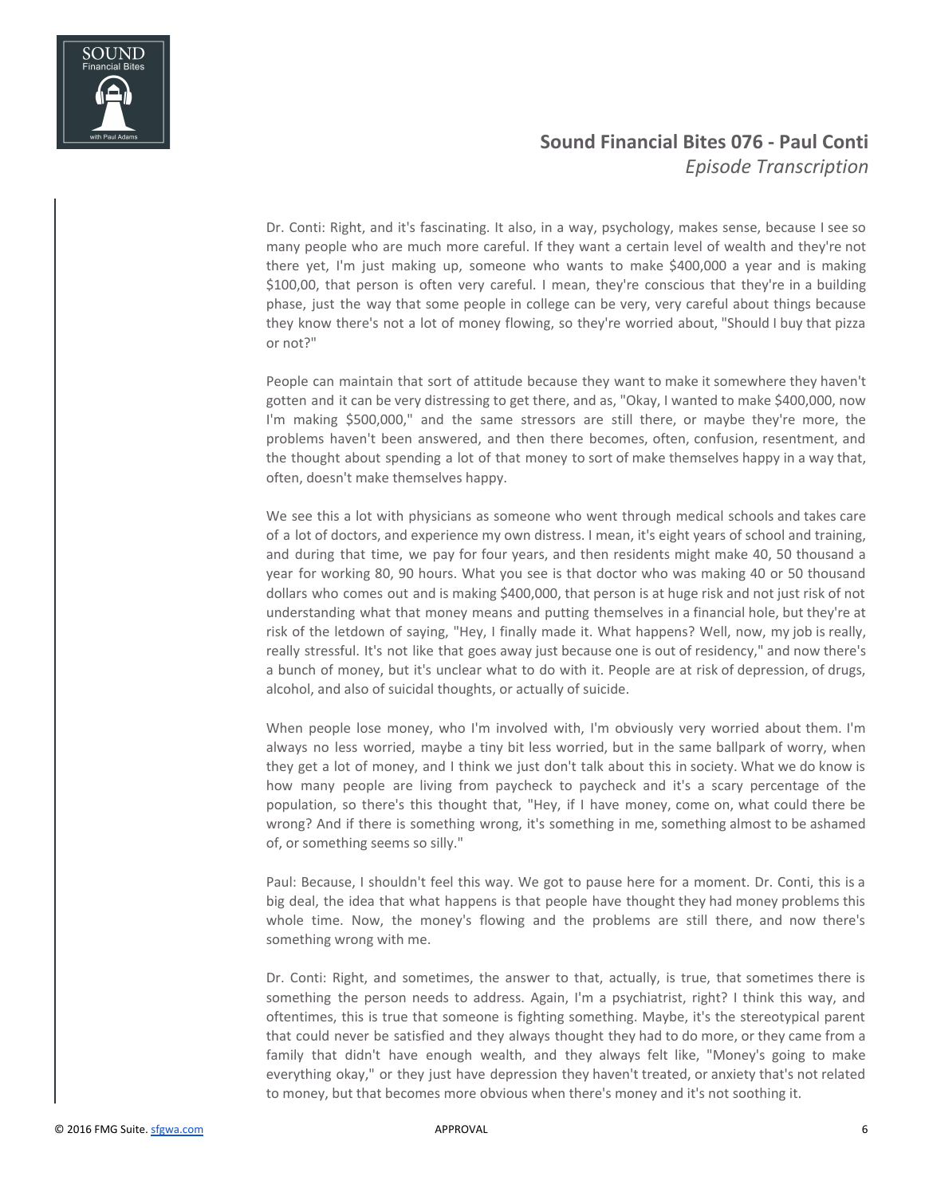Dr. Conti: Right, and it's fascinating. It also, in a way, psychology, makes sense, because I see so many people who are much more careful. If they want a certain level of wealth and they're not there yet, I'm just making up, someone who wants to make $400,000 a year and is making $100,00, that person is often very careful. I mean, they're conscious that they're in a building phase, just the way that some people in college can be very, very careful about things because they know there's not a lot of money flowing, so they're worried about, "Should I buy that pizza or not?"

People can maintain that sort of attitude because they want to make it somewhere they haven't gotten and it can be very distressing to get there, and as, "Okay, I wanted to make $400,000, now I'm making $500,000," and the same stressors are still there, or maybe they're more, the problems haven't been answered, and then there becomes, often, confusion, resentment, and the thought about spending a lot of that money to sort of make themselves happy in a way that, often, doesn't make themselves happy.

We see this a lot with physicians as someone who went through medical schools and takes care of a lot of doctors, and experience my own distress. I mean, it's eight years of school and training, and during that time, we pay for four years, and then residents might make 40, 50 thousand a year for working 80, 90 hours. What you see is that doctor who was making 40 or 50 thousand dollars who comes out and is making $400,000, that person is at huge risk and not just risk of not understanding what that money means and putting themselves in a financial hole, but they're at risk of the letdown of saying, "Hey, I finally made it. What happens? Well, now, my job is really, really stressful. It's not like that goes away just because one is out of residency," and now there's a bunch of money, but it's unclear what to do with it. People are at risk of depression, of drugs, alcohol, and also of suicidal thoughts, or actually of suicide.

When people lose money, who I'm involved with, I'm obviously very worried about them. I'm always no less worried, maybe a tiny bit less worried, but in the same ballpark of worry, when they get a lot of money, and I think we just don't talk about this in society. What we do know is how many people are living from paycheck to paycheck and it's a scary percentage of the population, so there's this thought that, "Hey, if I have money, come on, what could there be wrong? And if there is something wrong, it's something in me, something almost to be ashamed of, or something seems so silly."

Paul: Because, I shouldn't feel this way. We got to pause here for a moment. Dr. Conti, this is a big deal, the idea that what happens is that people have thought they had money problems this whole time. Now, the money's flowing and the problems are still there, and now there's something wrong with me.

Dr. Conti: Right, and sometimes, the answer to that, actually, is true, that sometimes there is something the person needs to address. Again, I'm a psychiatrist, right? I think this way, and oftentimes, this is true that someone is fighting something. Maybe, it's the stereotypical parent that could never be satisfied and they always thought they had to do more, or they came from a family that didn't have enough wealth, and they always felt like, "Money's going to make everything okay," or they just have depression they haven't treated, or anxiety that's not related to money, but that becomes more obvious when there's money and it's not soothing it.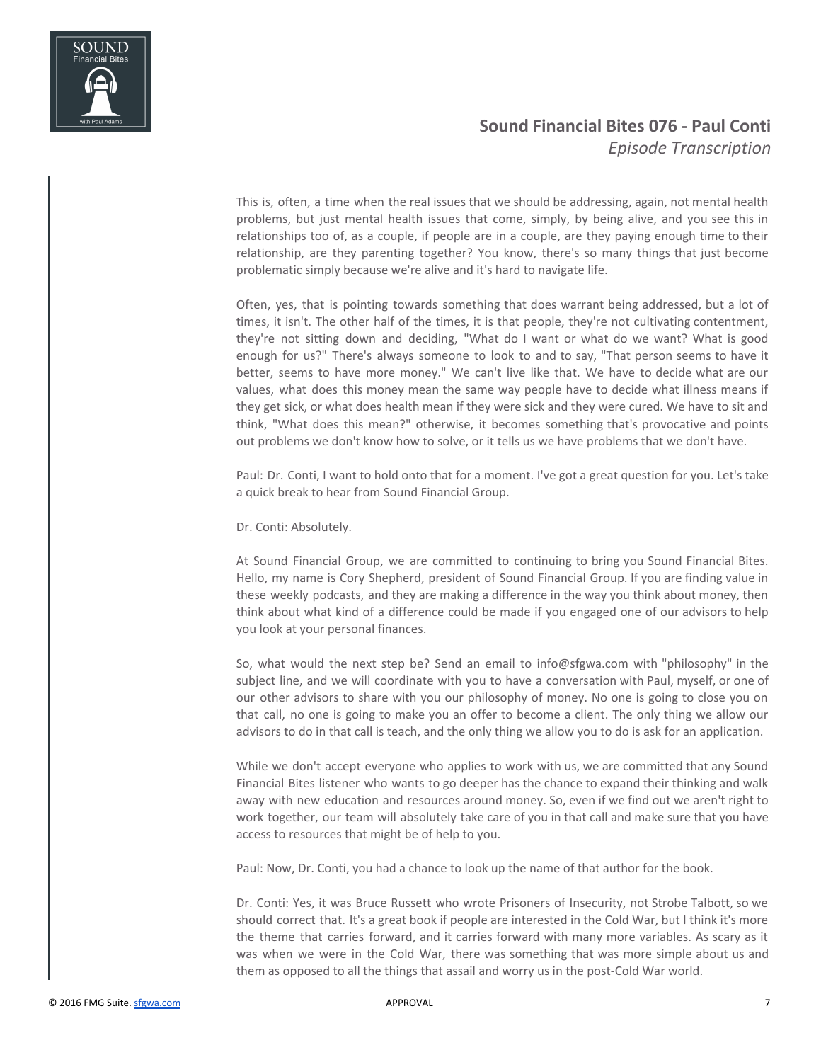This is, often, a time when the real issues that we should be addressing, again, not mental health problems, but just mental health issues that come, simply, by being alive, and you see this in relationships too of, as a couple, if people are in a couple, are they paying enough time to their relationship, are they parenting together? You know, there's so many things that just become problematic simply because we're alive and it's hard to navigate life.

Often, yes, that is pointing towards something that does warrant being addressed, but a lot of times, it isn't. The other half of the times, it is that people, they're not cultivating contentment, they're not sitting down and deciding, "What do I want or what do we want? What is good enough for us?" There's always someone to look to and to say, "That person seems to have it better, seems to have more money." We can't live like that. We have to decide what are our values, what does this money mean the same way people have to decide what illness means if they get sick, or what does health mean if they were sick and they were cured. We have to sit and think, "What does this mean?" otherwise, it becomes something that's provocative and points out problems we don't know how to solve, or it tells us we have problems that we don't have.

Paul: Dr. Conti, I want to hold onto that for a moment. I've got a great question for you. Let's take a quick break to hear from Sound Financial Group.

Dr. Conti: Absolutely.

At Sound Financial Group, we are committed to continuing to bring you Sound Financial Bites. Hello, my name is Cory Shepherd, president of Sound Financial Group. If you are finding value in these weekly podcasts, and they are making a difference in the way you think about money, then think about what kind of a difference could be made if you engaged one of our advisors to help you look at your personal finances.

So, what would the next step be? Send an email to info@sfgwa.com with "philosophy" in the subject line, and we will coordinate with you to have a conversation with Paul, myself, or one of our other advisors to share with you our philosophy of money. No one is going to close you on that call, no one is going to make you an offer to become a client. The only thing we allow our advisors to do in that call is teach, and the only thing we allow you to do is ask for an application.

While we don't accept everyone who applies to work with us, we are committed that any Sound Financial Bites listener who wants to go deeper has the chance to expand their thinking and walk away with new education and resources around money. So, even if we find out we aren't right to work together, our team will absolutely take care of you in that call and make sure that you have access to resources that might be of help to you.

Paul: Now, Dr. Conti, you had a chance to look up the name of that author for the book.

Dr. Conti: Yes, it was Bruce Russett who wrote Prisoners of Insecurity, not Strobe Talbott, so we should correct that. It's a great book if people are interested in the Cold War, but I think it's more the theme that carries forward, and it carries forward with many more variables. As scary as it was when we were in the Cold War, there was something that was more simple about us and them as opposed to all the things that assail and worry us in the post-Cold War world.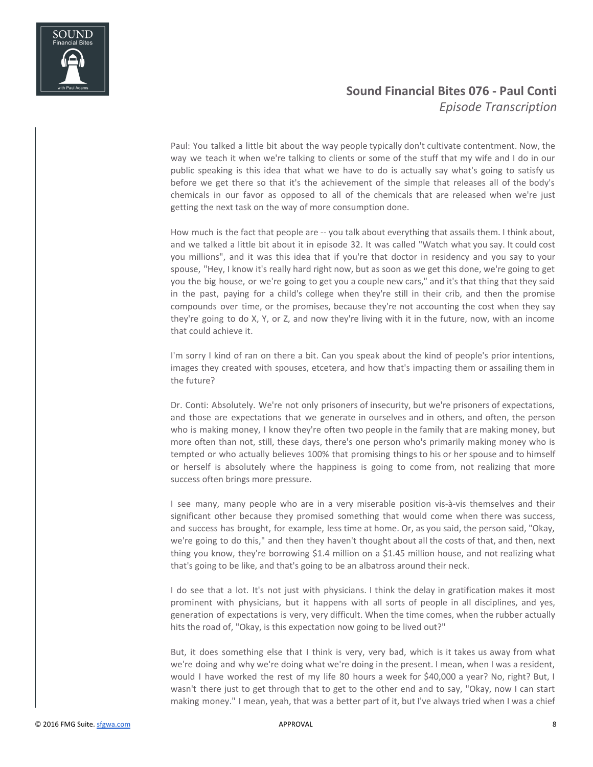Paul: You talked a little bit about the way people typically don't cultivate contentment. Now, the way we teach it when we're talking to clients or some of the stuff that my wife and I do in our public speaking is this idea that what we have to do is actually say what's going to satisfy us before we get there so that it's the achievement of the simple that releases all of the body's chemicals in our favor as opposed to all of the chemicals that are released when we're just getting the next task on the way of more consumption done.

How much is the fact that people are -- you talk about everything that assails them. I think about, and we talked a little bit about it in episode 32. It was called "Watch what you say. It could cost you millions", and it was this idea that if you're that doctor in residency and you say to your spouse, "Hey, I know it's really hard right now, but as soon as we get this done, we're going to get you the big house, or we're going to get you a couple new cars," and it's that thing that they said in the past, paying for a child's college when they're still in their crib, and then the promise compounds over time, or the promises, because they're not accounting the cost when they say they're going to do X, Y, or Z, and now they're living with it in the future, now, with an income that could achieve it.

I'm sorry I kind of ran on there a bit. Can you speak about the kind of people's prior intentions, images they created with spouses, etcetera, and how that's impacting them or assailing them in the future?

Dr. Conti: Absolutely. We're not only prisoners of insecurity, but we're prisoners of expectations, and those are expectations that we generate in ourselves and in others, and often, the person who is making money, I know they're often two people in the family that are making money, but more often than not, still, these days, there's one person who's primarily making money who is tempted or who actually believes 100% that promising things to his or her spouse and to himself or herself is absolutely where the happiness is going to come from, not realizing that more success often brings more pressure.

I see many, many people who are in a very miserable position vis-à-vis themselves and their significant other because they promised something that would come when there was success, and success has brought, for example, less time at home. Or, as you said, the person said, "Okay, we're going to do this," and then they haven't thought about all the costs of that, and then, next thing you know, they're borrowing $1.4 million on a $1.45 million house, and not realizing what that's going to be like, and that's going to be an albatross around their neck.

I do see that a lot. It's not just with physicians. I think the delay in gratification makes it most prominent with physicians, but it happens with all sorts of people in all disciplines, and yes, generation of expectations is very, very difficult. When the time comes, when the rubber actually hits the road of, "Okay, is this expectation now going to be lived out?"

But, it does something else that I think is very, very bad, which is it takes us away from what we're doing and why we're doing what we're doing in the present. I mean, when I was a resident, would I have worked the rest of my life 80 hours a week for $40,000 a year? No, right? But, I wasn't there just to get through that to get to the other end and to say, "Okay, now I can start making money." I mean, yeah, that was a better part of it, but I've always tried when I was a chief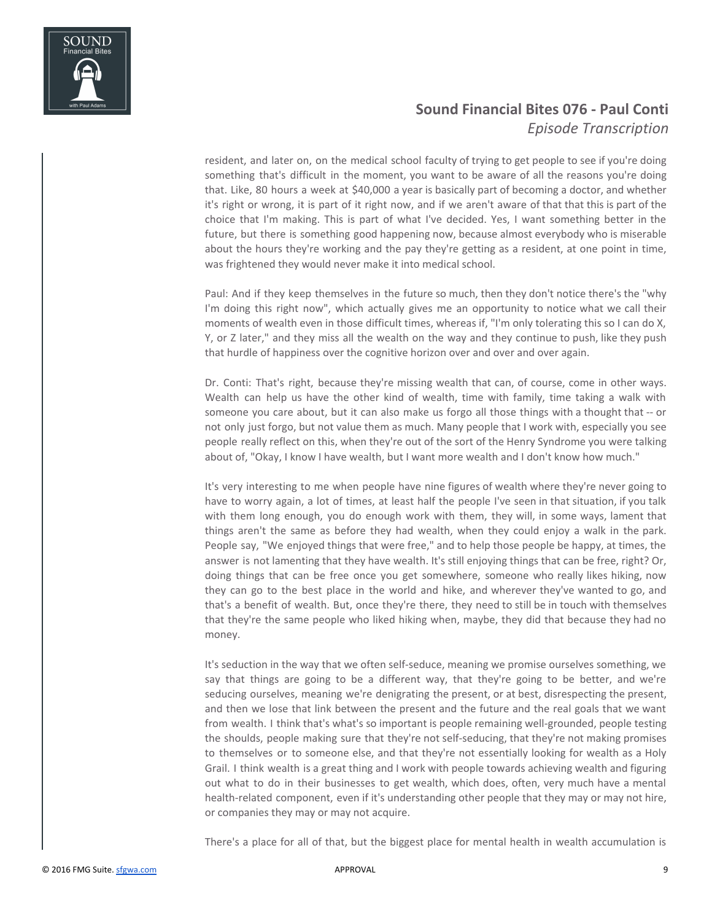resident, and later on, on the medical school faculty of trying to get people to see if you're doing something that's difficult in the moment, you want to be aware of all the reasons you're doing that. Like, 80 hours a week at $40,000 a year is basically part of becoming a doctor, and whether it's right or wrong, it is part of it right now, and if we aren't aware of that that this is part of the choice that I'm making. This is part of what I've decided. Yes, I want something better in the future, but there is something good happening now, because almost everybody who is miserable about the hours they're working and the pay they're getting as a resident, at one point in time, was frightened they would never make it into medical school.

Paul: And if they keep themselves in the future so much, then they don't notice there's the "why I'm doing this right now", which actually gives me an opportunity to notice what we call their moments of wealth even in those difficult times, whereas if, "I'm only tolerating this so I can do X, Y, or Z later," and they miss all the wealth on the way and they continue to push, like they push that hurdle of happiness over the cognitive horizon over and over and over again.

Dr. Conti: That's right, because they're missing wealth that can, of course, come in other ways. Wealth can help us have the other kind of wealth, time with family, time taking a walk with someone you care about, but it can also make us forgo all those things with a thought that -- or not only just forgo, but not value them as much. Many people that I work with, especially you see people really reflect on this, when they're out of the sort of the Henry Syndrome you were talking about of, "Okay, I know I have wealth, but I want more wealth and I don't know how much."

It's very interesting to me when people have nine figures of wealth where they're never going to have to worry again, a lot of times, at least half the people I've seen in that situation, if you talk with them long enough, you do enough work with them, they will, in some ways, lament that things aren't the same as before they had wealth, when they could enjoy a walk in the park. People say, "We enjoyed things that were free," and to help those people be happy, at times, the answer is not lamenting that they have wealth. It's still enjoying things that can be free, right? Or, doing things that can be free once you get somewhere, someone who really likes hiking, now they can go to the best place in the world and hike, and wherever they've wanted to go, and that's a benefit of wealth. But, once they're there, they need to still be in touch with themselves that they're the same people who liked hiking when, maybe, they did that because they had no money.

It's seduction in the way that we often self-seduce, meaning we promise ourselves something, we say that things are going to be a different way, that they're going to be better, and we're seducing ourselves, meaning we're denigrating the present, or at best, disrespecting the present, and then we lose that link between the present and the future and the real goals that we want from wealth. I think that's what's so important is people remaining well-grounded, people testing the shoulds, people making sure that they're not self-seducing, that they're not making promises to themselves or to someone else, and that they're not essentially looking for wealth as a Holy Grail. I think wealth is a great thing and I work with people towards achieving wealth and figuring out what to do in their businesses to get wealth, which does, often, very much have a mental health-related component, even if it's understanding other people that they may or may not hire, or companies they may or may not acquire.

There's a place for all of that, but the biggest place for mental health in wealth accumulation is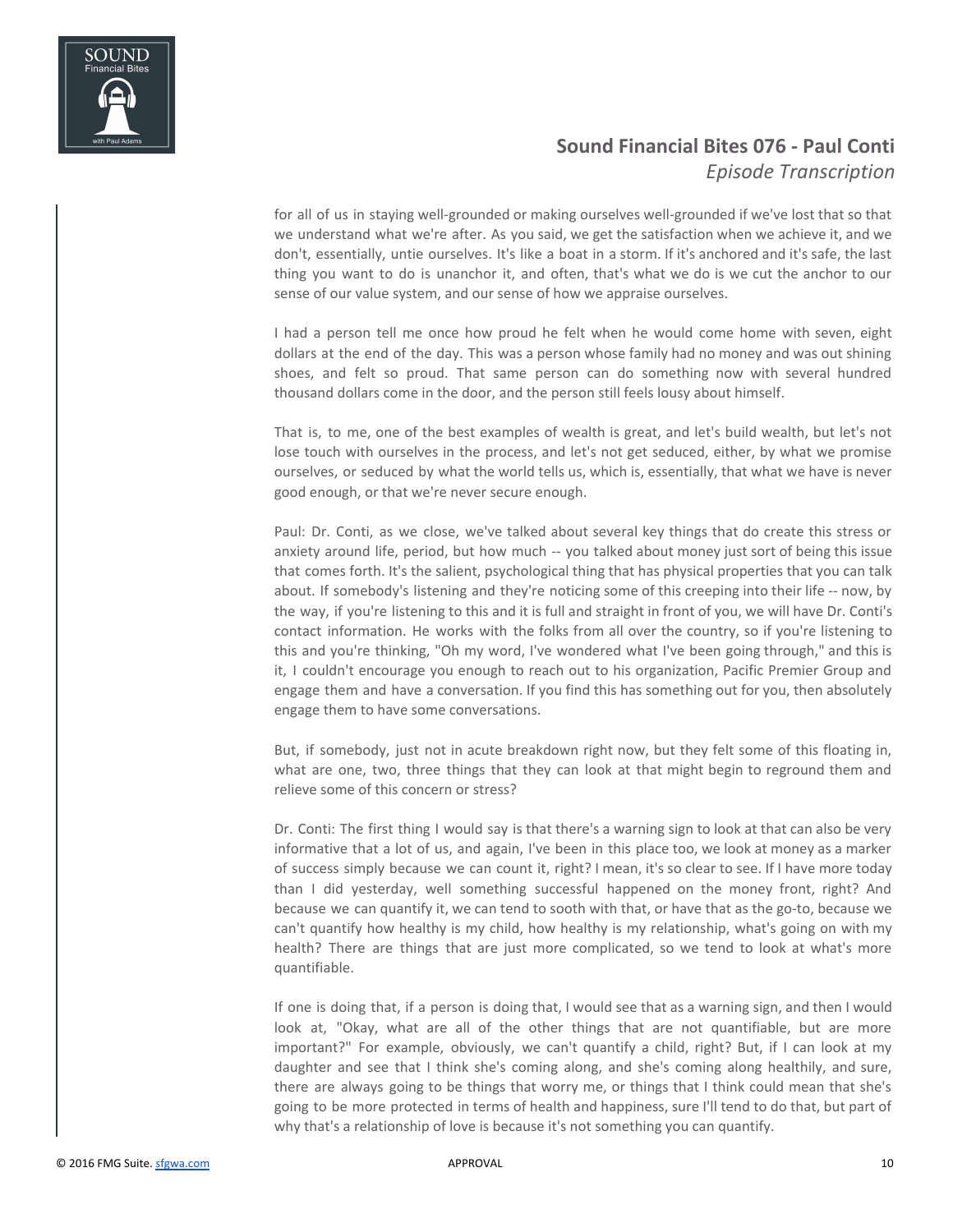for all of us in staying well-grounded or making ourselves well-grounded if we've lost that so that we understand what we're after. As you said, we get the satisfaction when we achieve it, and we don't, essentially, untie ourselves. It's like a boat in a storm. If it's anchored and it's safe, the last thing you want to do is unanchor it, and often, that's what we do is we cut the anchor to our sense of our value system, and our sense of how we appraise ourselves.

I had a person tell me once how proud he felt when he would come home with seven, eight dollars at the end of the day. This was a person whose family had no money and was out shining shoes, and felt so proud. That same person can do something now with several hundred thousand dollars come in the door, and the person still feels lousy about himself.

That is, to me, one of the best examples of wealth is great, and let's build wealth, but let's not lose touch with ourselves in the process, and let's not get seduced, either, by what we promise ourselves, or seduced by what the world tells us, which is, essentially, that what we have is never good enough, or that we're never secure enough.

Paul: Dr. Conti, as we close, we've talked about several key things that do create this stress or anxiety around life, period, but how much -- you talked about money just sort of being this issue that comes forth. It's the salient, psychological thing that has physical properties that you can talk about. If somebody's listening and they're noticing some of this creeping into their life -- now, by the way, if you're listening to this and it is full and straight in front of you, we will have Dr. Conti's contact information. He works with the folks from all over the country, so if you're listening to this and you're thinking, "Oh my word, I've wondered what I've been going through," and this is it, I couldn't encourage you enough to reach out to his organization, Pacific Premier Group and engage them and have a conversation. If you find this has something out for you, then absolutely engage them to have some conversations.

But, if somebody, just not in acute breakdown right now, but they felt some of this floating in, what are one, two, three things that they can look at that might begin to reground them and relieve some of this concern or stress?

Dr. Conti: The first thing I would say is that there's a warning sign to look at that can also be very informative that a lot of us, and again, I've been in this place too, we look at money as a marker of success simply because we can count it, right? I mean, it's so clear to see. If I have more today than I did yesterday, well something successful happened on the money front, right? And because we can quantify it, we can tend to sooth with that, or have that as the go-to, because we can't quantify how healthy is my child, how healthy is my relationship, what's going on with my health? There are things that are just more complicated, so we tend to look at what's more quantifiable.

If one is doing that, if a person is doing that, I would see that as a warning sign, and then I would look at, "Okay, what are all of the other things that are not quantifiable, but are more important?" For example, obviously, we can't quantify a child, right? But, if I can look at my daughter and see that I think she's coming along, and she's coming along healthily, and sure, there are always going to be things that worry me, or things that I think could mean that she's going to be more protected in terms of health and happiness, sure I'll tend to do that, but part of why that's a relationship of love is because it's not something you can quantify.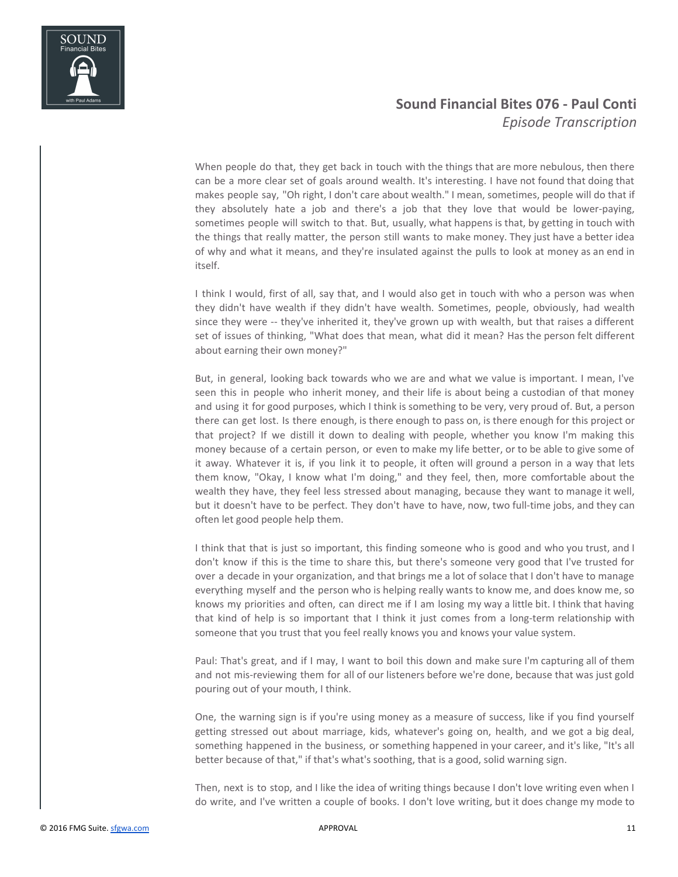When people do that, they get back in touch with the things that are more nebulous, then there can be a more clear set of goals around wealth. It's interesting. I have not found that doing that makes people say, "Oh right, I don't care about wealth." I mean, sometimes, people will do that if they absolutely hate a job and there's a job that they love that would be lower-paying, sometimes people will switch to that. But, usually, what happens is that, by getting in touch with the things that really matter, the person still wants to make money. They just have a better idea of why and what it means, and they're insulated against the pulls to look at money as an end in itself.

I think I would, first of all, say that, and I would also get in touch with who a person was when they didn't have wealth if they didn't have wealth. Sometimes, people, obviously, had wealth since they were -- they've inherited it, they've grown up with wealth, but that raises a different set of issues of thinking, "What does that mean, what did it mean? Has the person felt different about earning their own money?"

But, in general, looking back towards who we are and what we value is important. I mean, I've seen this in people who inherit money, and their life is about being a custodian of that money and using it for good purposes, which I think is something to be very, very proud of. But, a person there can get lost. Is there enough, is there enough to pass on, is there enough for this project or that project? If we distill it down to dealing with people, whether you know I'm making this money because of a certain person, or even to make my life better, or to be able to give some of it away. Whatever it is, if you link it to people, it often will ground a person in a way that lets them know, "Okay, I know what I'm doing," and they feel, then, more comfortable about the wealth they have, they feel less stressed about managing, because they want to manage it well, but it doesn't have to be perfect. They don't have to have, now, two full-time jobs, and they can often let good people help them.

I think that that is just so important, this finding someone who is good and who you trust, and I don't know if this is the time to share this, but there's someone very good that I've trusted for over a decade in your organization, and that brings me a lot of solace that I don't have to manage everything myself and the person who is helping really wants to know me, and does know me, so knows my priorities and often, can direct me if I am losing my way a little bit. I think that having that kind of help is so important that I think it just comes from a long-term relationship with someone that you trust that you feel really knows you and knows your value system.

Paul: That's great, and if I may, I want to boil this down and make sure I'm capturing all of them and not mis-reviewing them for all of our listeners before we're done, because that was just gold pouring out of your mouth, I think.

One, the warning sign is if you're using money as a measure of success, like if you find yourself getting stressed out about marriage, kids, whatever's going on, health, and we got a big deal, something happened in the business, or something happened in your career, and it's like, "It's all better because of that," if that's what's soothing, that is a good, solid warning sign.

Then, next is to stop, and I like the idea of writing things because I don't love writing even when I do write, and I've written a couple of books. I don't love writing, but it does change my mode to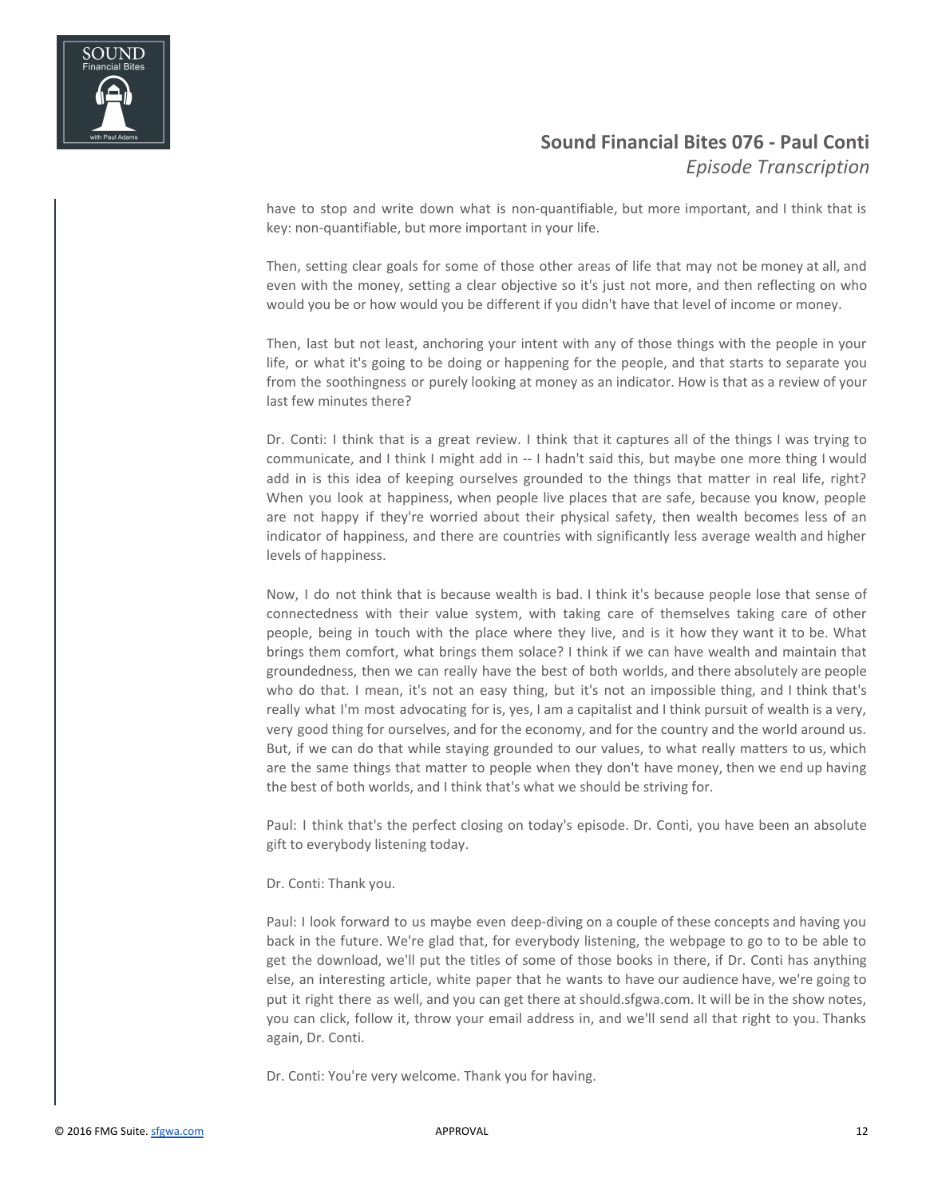have to stop and write down what is non-quantifiable, but more important, and I think that is key: non-quantifiable, but more important in your life.

Then, setting clear goals for some of those other areas of life that may not be money at all, and even with the money, setting a clear objective so it's just not more, and then reflecting on who would you be or how would you be different if you didn't have that level of income or money.

Then, last but not least, anchoring your intent with any of those things with the people in your life, or what it's going to be doing or happening for the people, and that starts to separate you from the soothingness or purely looking at money as an indicator. How is that as a review of your last few minutes there?

Dr. Conti: I think that is a great review. I think that it captures all of the things I was trying to communicate, and I think I might add in -- I hadn't said this, but maybe one more thing I would add in is this idea of keeping ourselves grounded to the things that matter in real life, right? When you look at happiness, when people live places that are safe, because you know, people are not happy if they're worried about their physical safety, then wealth becomes less of an indicator of happiness, and there are countries with significantly less average wealth and higher levels of happiness.

Now, I do not think that is because wealth is bad. I think it's because people lose that sense of connectedness with their value system, with taking care of themselves taking care of other people, being in touch with the place where they live, and is it how they want it to be. What brings them comfort, what brings them solace? I think if we can have wealth and maintain that groundedness, then we can really have the best of both worlds, and there absolutely are people who do that. I mean, it's not an easy thing, but it's not an impossible thing, and I think that's really what I'm most advocating for is, yes, I am a capitalist and I think pursuit of wealth is a very, very good thing for ourselves, and for the economy, and for the country and the world around us. But, if we can do that while staying grounded to our values, to what really matters to us, which are the same things that matter to people when they don't have money, then we end up having the best of both worlds, and I think that's what we should be striving for.

Paul: I think that's the perfect closing on today's episode. Dr. Conti, you have been an absolute gift to everybody listening today.

Dr. Conti: Thank you.

Paul: I look forward to us maybe even deep-diving on a couple of these concepts and having you back in the future. We're glad that, for everybody listening, the webpage to go to to be able to get the download, we'll put the titles of some of those books in there, if Dr. Conti has anything else, an interesting article, white paper that he wants to have our audience have, we're going to put it right there as well, and you can get there at should.sfgwa.com. It will be in the show notes, you can click, follow it, throw your email address in, and we'll send all that right to you. Thanks again, Dr. Conti.

Dr. Conti: You're very welcome. Thank you for having.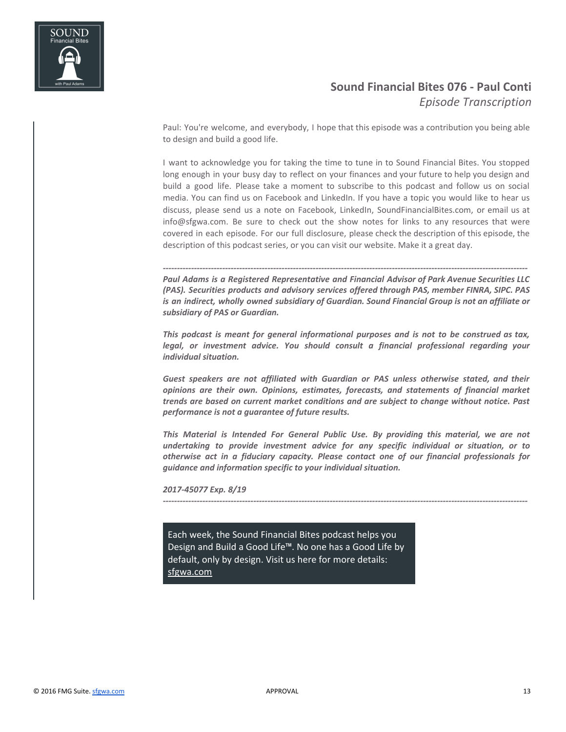Paul: You're welcome, and everybody, I hope that this episode was a contribution you being able to design and build a good life.

I want to acknowledge you for taking the time to tune in to Sound Financial Bites. You stopped long enough in your busy day to reflect on your finances and your future to help you design and build a good life. Please take a moment to subscribe to this podcast and follow us on social media. You can find us on Facebook and LinkedIn. If you have a topic you would like to hear us discuss, please send us a note on Facebook, LinkedIn, SoundFinancialBites.com, or email us at info@sfgwa.com. Be sure to check out the show notes for links to any resources that were covered in each episode. For our full disclosure, please check the description of this episode, the description of this podcast series, or you can visit our website. Make it a great day.

---

***Paul Adams is a Registered Representative and Financial Advisor of Park Avenue Securities LLC (PAS). Securities products and advisory services offered through PAS, member FINRA, SIPC. PAS is an indirect, wholly owned subsidiary of Guardian. Sound Financial Group is not an affiliate or subsidiary of PAS or Guardian.***

***This podcast is meant for general informational purposes and is not to be construed as tax, legal, or investment advice. You should consult a financial professional regarding your individual situation.***

***Guest speakers are not affiliated with Guardian or PAS unless otherwise stated, and their opinions are their own. Opinions, estimates, forecasts, and statements of financial market trends are based on current market conditions and are subject to change without notice. Past performance is not a guarantee of future results.***

***This Material is Intended For General Public Use. By providing this material, we are not undertaking to provide investment advice for any specific individual or situation, or to otherwise act in a fiduciary capacity. Please contact one of our financial professionals for guidance and information specific to your individual situation.***

***2017-45077 Exp. 8/19***

---

Each week, the Sound Financial Bites podcast helps you Design and Build a Good Life™. No one has a Good Life by default, only by design. Visit us here for more details: sfgwa.com